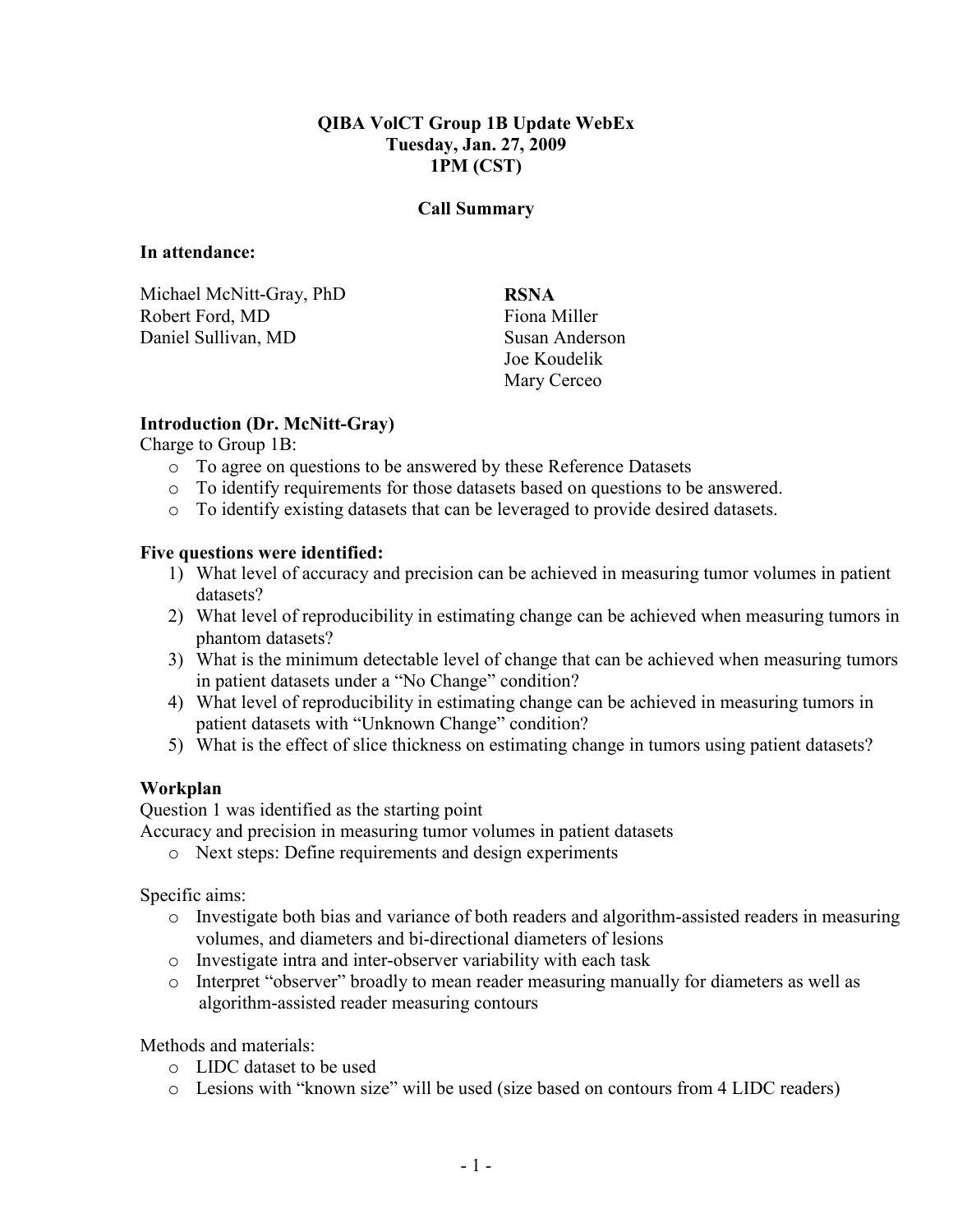**QIBA VolCT Group 1B Update WebEx**
**Tuesday, Jan. 27, 2009**
**1PM (CST)**

**Call Summary**

**In attendance:**

Michael McNitt-Gray, PhD
Robert Ford, MD
Daniel Sullivan, MD

**RSNA**
Fiona Miller
Susan Anderson
Joe Koudelik
Mary Cerceo

**Introduction (Dr. McNitt-Gray)**

Charge to Group 1B:

- To agree on questions to be answered by these Reference Datasets
- To identify requirements for those datasets based on questions to be answered.
- To identify existing datasets that can be leveraged to provide desired datasets.

**Five questions were identified:**

1) What level of accuracy and precision can be achieved in measuring tumor volumes in patient datasets?
2) What level of reproducibility in estimating change can be achieved when measuring tumors in phantom datasets?
3) What is the minimum detectable level of change that can be achieved when measuring tumors in patient datasets under a "No Change" condition?
4) What level of reproducibility in estimating change can be achieved in measuring tumors in patient datasets with "Unknown Change" condition?
5) What is the effect of slice thickness on estimating change in tumors using patient datasets?

**Workplan**

Question 1 was identified as the starting point

Accuracy and precision in measuring tumor volumes in patient datasets

- Next steps: Define requirements and design experiments

Specific aims:

- Investigate both bias and variance of both readers and algorithm-assisted readers in measuring volumes, and diameters and bi-directional diameters of lesions
- Investigate intra and inter-observer variability with each task
- Interpret "observer" broadly to mean reader measuring manually for diameters as well as algorithm-assisted reader measuring contours

Methods and materials:

- LIDC dataset to be used
- Lesions with "known size" will be used (size based on contours from 4 LIDC readers)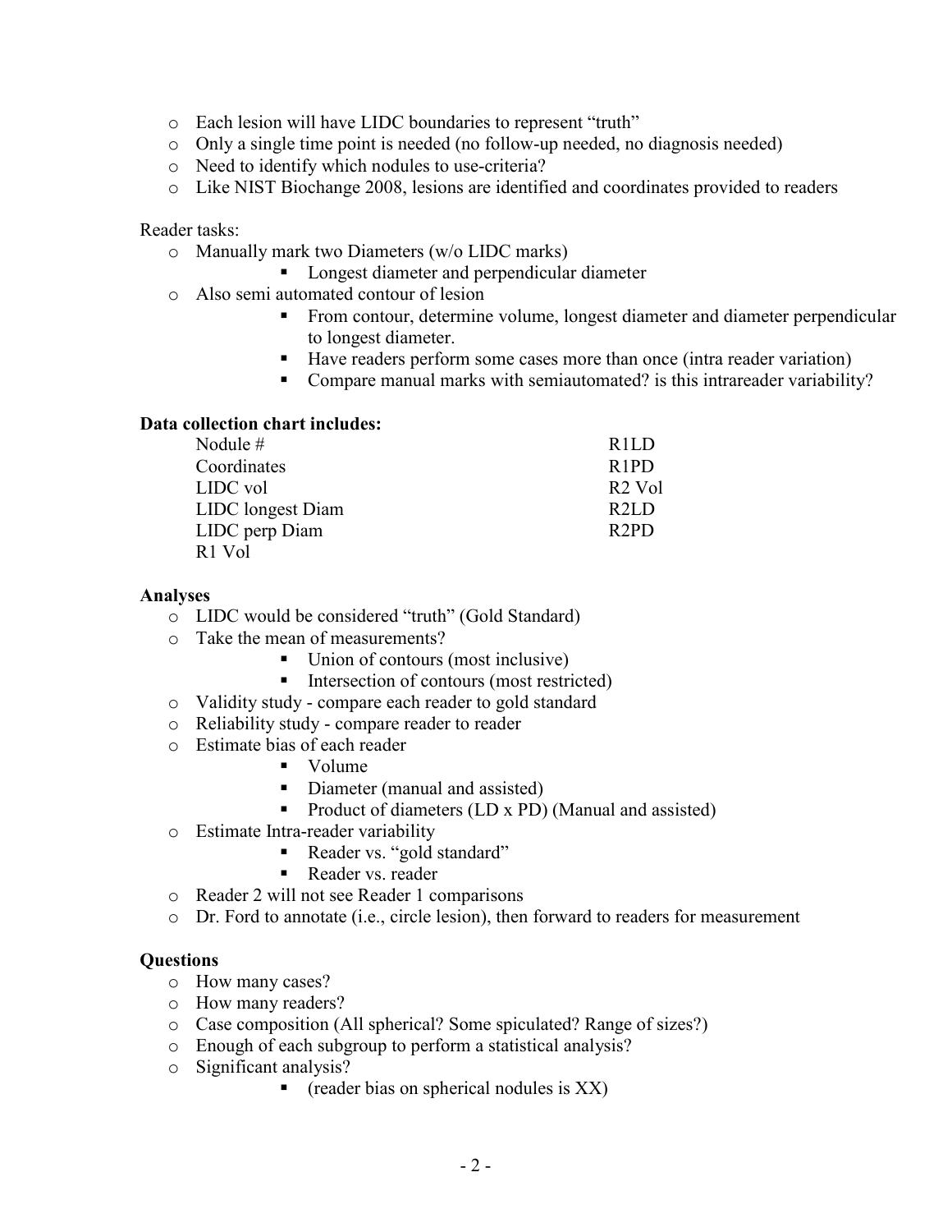- Each lesion will have LIDC boundaries to represent "truth"
- Only a single time point is needed (no follow-up needed, no diagnosis needed)
- Need to identify which nodules to use-criteria?
- Like NIST Biochange 2008, lesions are identified and coordinates provided to readers

Reader tasks:

- Manually mark two Diameters (w/o LIDC marks)
  - Longest diameter and perpendicular diameter
- Also semi automated contour of lesion
  - From contour, determine volume, longest diameter and diameter perpendicular to longest diameter.
  - Have readers perform some cases more than once (intra reader variation)
  - Compare manual marks with semiautomated? is this intrareader variability?

**Data collection chart includes:**

| | |
|---|---|
| Nodule # | R1LD |
| Coordinates | R1PD |
| LIDC vol | R2 Vol |
| LIDC longest Diam | R2LD |
| LIDC perp Diam | R2PD |
| R1 Vol | |

**Analyses**

- LIDC would be considered "truth" (Gold Standard)
- Take the mean of measurements?
  - Union of contours (most inclusive)
  - Intersection of contours (most restricted)
- Validity study - compare each reader to gold standard
- Reliability study - compare reader to reader
- Estimate bias of each reader
  - Volume
  - Diameter (manual and assisted)
  - Product of diameters (LD x PD) (Manual and assisted)
- Estimate Intra-reader variability
  - Reader vs. "gold standard"
  - Reader vs. reader
- Reader 2 will not see Reader 1 comparisons
- Dr. Ford to annotate (i.e., circle lesion), then forward to readers for measurement

**Questions**

- How many cases?
- How many readers?
- Case composition (All spherical? Some spiculated? Range of sizes?)
- Enough of each subgroup to perform a statistical analysis?
- Significant analysis?
  - (reader bias on spherical nodules is XX)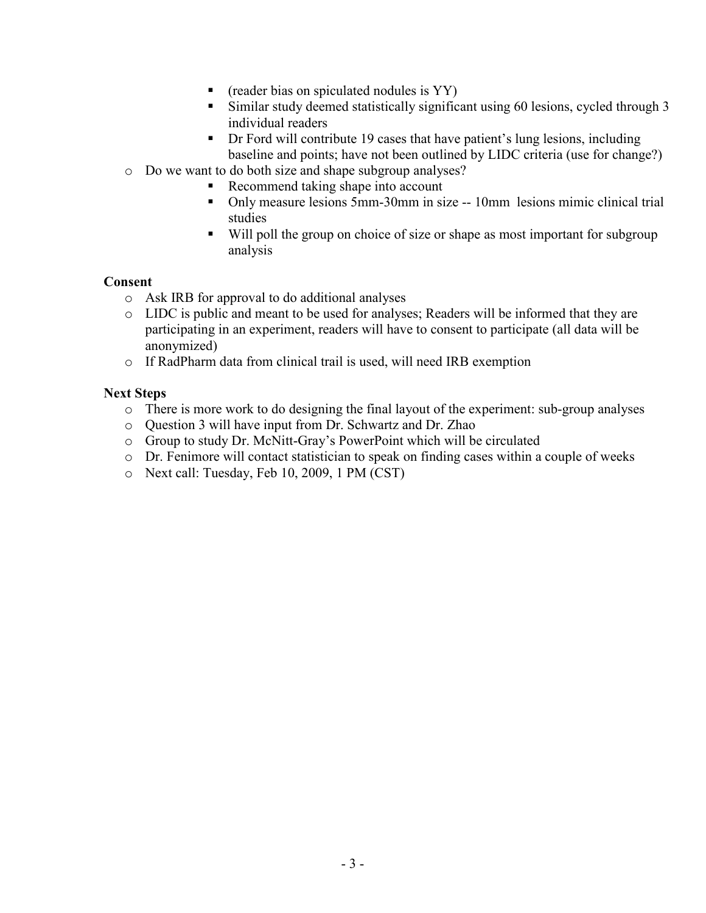- (reader bias on spiculated nodules is YY)
    - Similar study deemed statistically significant using 60 lesions, cycled through 3 individual readers
    - Dr Ford will contribute 19 cases that have patient's lung lesions, including baseline and points; have not been outlined by LIDC criteria (use for change?)
- Do we want to do both size and shape subgroup analyses?
    - Recommend taking shape into account
    - Only measure lesions 5mm-30mm in size -- 10mm lesions mimic clinical trial studies
    - Will poll the group on choice of size or shape as most important for subgroup analysis

**Consent**

- Ask IRB for approval to do additional analyses
- LIDC is public and meant to be used for analyses; Readers will be informed that they are participating in an experiment, readers will have to consent to participate (all data will be anonymized)
- If RadPharm data from clinical trail is used, will need IRB exemption

**Next Steps**

- There is more work to do designing the final layout of the experiment: sub-group analyses
- Question 3 will have input from Dr. Schwartz and Dr. Zhao
- Group to study Dr. McNitt-Gray's PowerPoint which will be circulated
- Dr. Fenimore will contact statistician to speak on finding cases within a couple of weeks
- Next call: Tuesday, Feb 10, 2009, 1 PM (CST)